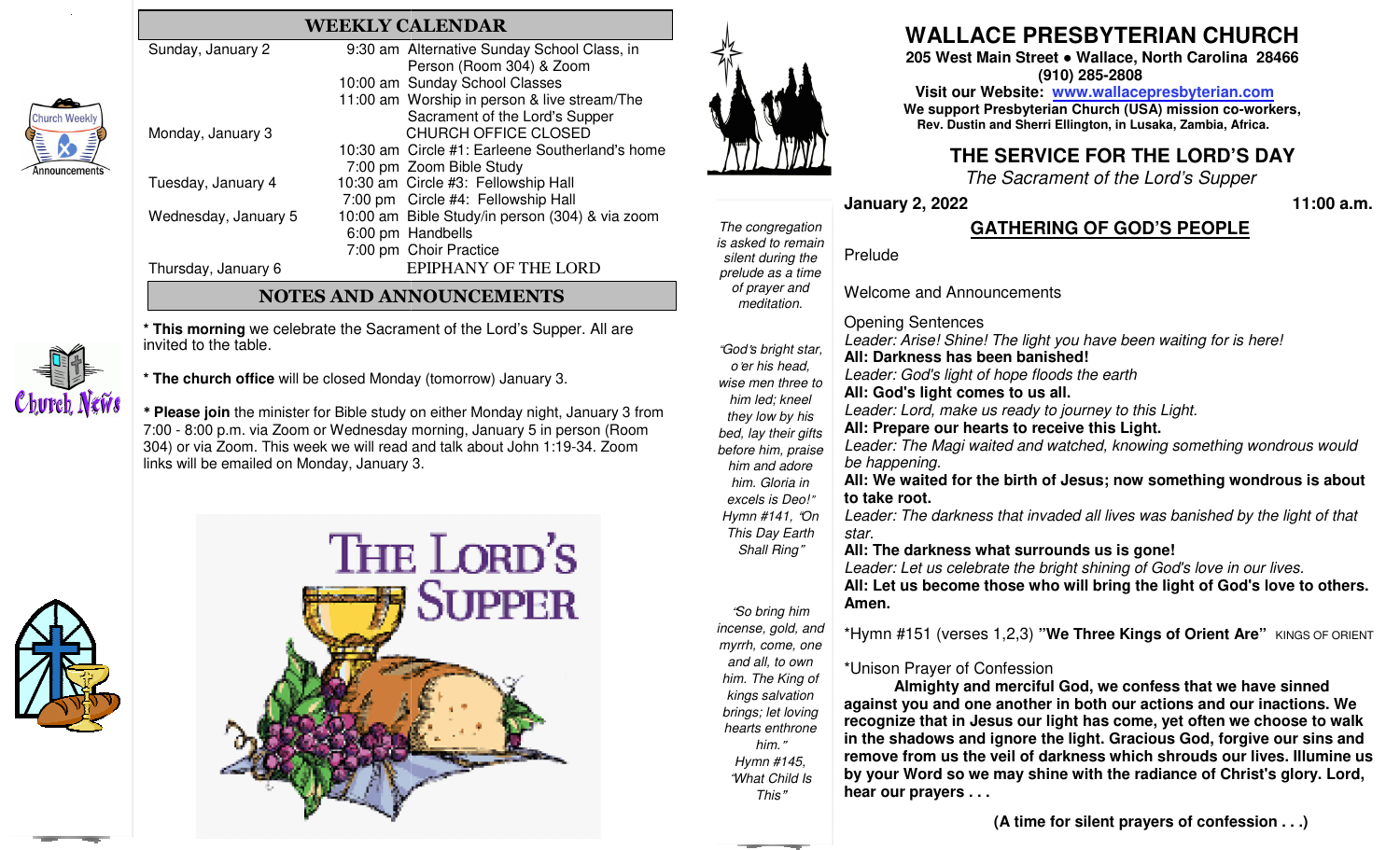## WEEKLY CALENDAR

| | |
|---|---|
| Sunday, January 2 | 9:30 am Alternative Sunday School Class, in Person (Room 304) & Zoom |
| | 10:00 am Sunday School Classes |
| | 11:00 am Worship in person & live stream/The Sacrament of the Lord's Supper |
| Monday, January 3 | CHURCH OFFICE CLOSED |
| | 10:30 am Circle #1: Earleene Southerland's home |
| | 7:00 pm Zoom Bible Study |
| Tuesday, January 4 | 10:30 am Circle #3: Fellowship Hall |
| | 7:00 pm Circle #4: Fellowship Hall |
| Wednesday, January 5 | 10:00 am Bible Study/in person (304) & via zoom |
| | 6:00 pm Handbells |
| | 7:00 pm Choir Practice |
| Thursday, January 6 | EPIPHANY OF THE LORD |

## NOTES AND ANNOUNCEMENTS

* **This morning** we celebrate the Sacrament of the Lord's Supper. All are invited to the table.

* **The church office** will be closed Monday (tomorrow) January 3.

* **Please join** the minister for Bible study on either Monday night, January 3 from 7:00 - 8:00 p.m. via Zoom or Wednesday morning, January 5 in person (Room 304) or via Zoom. This week we will read and talk about John 1:19-34. Zoom links will be emailed on Monday, January 3.

# WALLACE PRESBYTERIAN CHURCH

**205 West Main Street • Wallace, North Carolina 28466**
**(910) 285-2808**
**Visit our Website: www.wallacepresbyterian.com**
**We support Presbyterian Church (USA) mission co-workers, Rev. Dustin and Sherri Ellington, in Lusaka, Zambia, Africa.**

## THE SERVICE FOR THE LORD'S DAY

*The Sacrament of the Lord's Supper*

**January 2, 2022** **11:00 a.m.**

### GATHERING OF GOD'S PEOPLE

*The congregation is asked to remain silent during the prelude as a time of prayer and meditation.*

Prelude

Welcome and Announcements

Opening Sentences
*Leader: Arise! Shine! The light you have been waiting for is here!*
**All: Darkness has been banished!**
*Leader: God's light of hope floods the earth*
**All: God's light comes to us all.**
*Leader: Lord, make us ready to journey to this Light.*
**All: Prepare our hearts to receive this Light.**
*Leader: The Magi waited and watched, knowing something wondrous would be happening.*
**All: We waited for the birth of Jesus; now something wondrous is about to take root.**
*Leader: The darkness that invaded all lives was banished by the light of that star.*
**All: The darkness what surrounds us is gone!**
*Leader: Let us celebrate the bright shining of God's love in our lives.*
**All: Let us become those who will bring the light of God's love to others. Amen.**

*"God's bright star, o'er his head, wise men three to him led; kneel they low by his bed, lay their gifts before him, praise him and adore him. Gloria in excels is Deo!" Hymn #141, "On This Day Earth Shall Ring"*

*Hymn #151 (verses 1,2,3) **"We Three Kings of Orient Are"** KINGS OF ORIENT

*"So bring him incense, gold, and myrrh, come, one and all, to own him. The King of kings salvation brings; let loving hearts enthrone him." Hymn #145, "What Child Is This"*

*Unison Prayer of Confession
**Almighty and merciful God, we confess that we have sinned against you and one another in both our actions and our inactions. We recognize that in Jesus our light has come, yet often we choose to walk in the shadows and ignore the light. Gracious God, forgive our sins and remove from us the veil of darkness which shrouds our lives. Illumine us by your Word so we may shine with the radiance of Christ's glory. Lord, hear our prayers . . .**

**(A time for silent prayers of confession . . .)**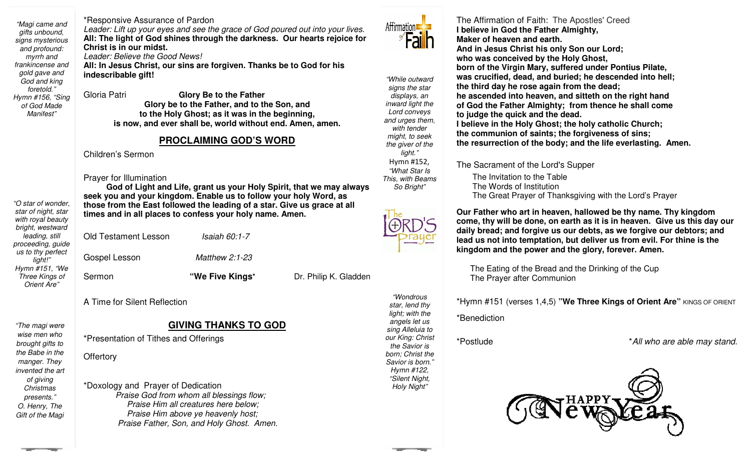*"Magi came and gifts unbound, signs mysterious and profound: myrrh and frankincense and gold gave and God and king foretold." Hymn #156, "Sing of God Made Manifest"*

*"O star of wonder, star of night, star with royal beauty bright, westward leading, still proceeding, guide us to thy perfect light!" Hymn #151, "We Three Kings of Orient Are"*

*"The magi were wise men who brought gifts to the Babe in the manger. They invented the art of giving Christmas presents." O. Henry, The Gift of the Magi*

\*Responsive Assurance of Pardon

*Leader: Lift up your eyes and see the grace of God poured out into your lives.*

**All: The light of God shines through the darkness. Our hearts rejoice for Christ is in our midst.**

*Leader: Believe the Good News!*

**All: In Jesus Christ, our sins are forgiven. Thanks be to God for his indescribable gift!**

Gloria Patri **Glory Be to the Father**

**Glory be to the Father, and to the Son, and to the Holy Ghost; as it was in the beginning, is now, and ever shall be, world without end. Amen, amen.**

## PROCLAIMING GOD'S WORD

Children's Sermon

Prayer for Illumination

**God of Light and Life, grant us your Holy Spirit, that we may always seek you and your kingdom. Enable us to follow your holy Word, as those from the East followed the leading of a star. Give us grace at all times and in all places to confess your holy name. Amen.**

Old Testament Lesson *Isaiah 60:1-7*

Gospel Lesson *Matthew 2:1-23*

Sermon **"We Five Kings"** Dr. Philip K. Gladden

A Time for Silent Reflection

## GIVING THANKS TO GOD

\*Presentation of Tithes and Offerings

Offertory

\*Doxology and Prayer of Dedication

*Praise God from whom all blessings flow;*
*Praise Him all creatures here below;*
*Praise Him above ye heavenly host;*
*Praise Father, Son, and Holy Ghost. Amen.*

Affirmation of Faith

*"While outward signs the star displays, an inward light the Lord conveys and urges them, with tender might, to seek the giver of the light."* Hymn #152, *"What Star Is This, with Beams So Bright"*

The Lord's Prayer

*"Wondrous star, lend thy light; with the angels let us sing Alleluia to our King: Christ the Savior is born; Christ the Savior is born." Hymn #122, "Silent Night, Holy Night"*

The Affirmation of Faith: The Apostles' Creed

**I believe in God the Father Almighty,**
**Maker of heaven and earth.**
**And in Jesus Christ his only Son our Lord;**
**who was conceived by the Holy Ghost,**
**born of the Virgin Mary, suffered under Pontius Pilate,**
**was crucified, dead, and buried; he descended into hell;**
**the third day he rose again from the dead;**
**he ascended into heaven, and sitteth on the right hand**
**of God the Father Almighty; from thence he shall come**
**to judge the quick and the dead.**
**I believe in the Holy Ghost; the holy catholic Church;**
**the communion of saints; the forgiveness of sins;**
**the resurrection of the body; and the life everlasting. Amen.**

The Sacrament of the Lord's Supper

The Invitation to the Table
The Words of Institution
The Great Prayer of Thanksgiving with the Lord's Prayer

**Our Father who art in heaven, hallowed be thy name. Thy kingdom come, thy will be done, on earth as it is in heaven. Give us this day our daily bread; and forgive us our debts, as we forgive our debtors; and lead us not into temptation, but deliver us from evil. For thine is the kingdom and the power and the glory, forever. Amen.**

The Eating of the Bread and the Drinking of the Cup
The Prayer after Communion

\*Hymn #151 (verses 1,4,5) **"We Three Kings of Orient Are"** KINGS OF ORIENT

\*Benediction

\*Postlude

*\*All who are able may stand.*

HAPPY New Year